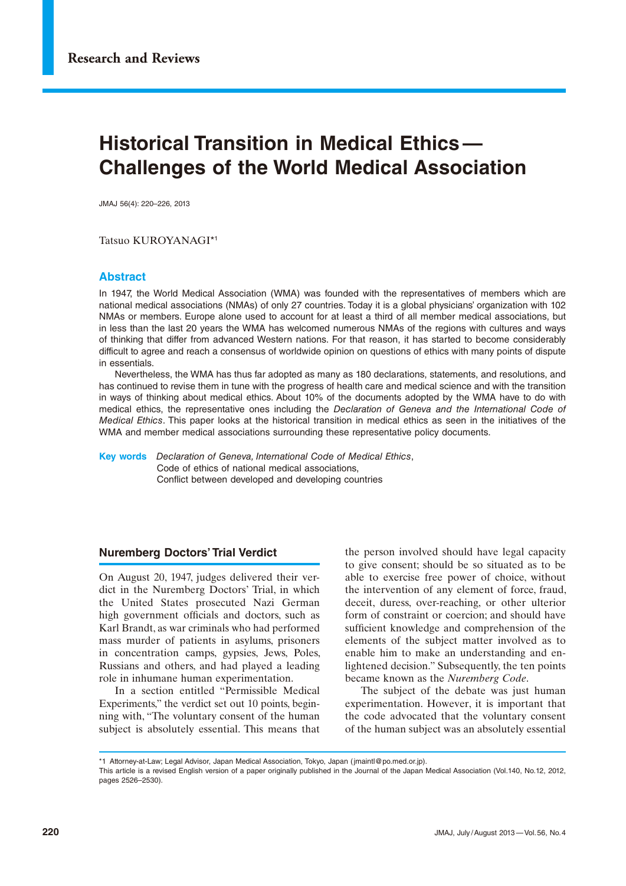Research and Reviews

# Historical Transition in Medical Ethics—Challenges of the World Medical Association

Tatsuo KUROYANAGI[*1]

## Abstract

In 1947, the World Medical Association (WMA) was founded with the representatives of members which are national medical associations (NMAs) of only 27 countries. Today it is a global physicians' organization with 102 NMAs or members. Europe alone used to account for at least a third of all member medical associations, but in less than the last 20 years the WMA has welcomed numerous NMAs of the regions with cultures and ways of thinking that differ from advanced Western nations. For that reason, it has started to become considerably difficult to agree and reach a consensus of worldwide opinion on questions of ethics with many points of dispute in essentials.

Nevertheless, the WMA has thus far adopted as many as 180 declarations, statements, and resolutions, and has continued to revise them in tune with the progress of health care and medical science and with the transition in ways of thinking about medical ethics. About 10% of the documents adopted by the WMA have to do with medical ethics, the representative ones including the *Declaration of Geneva and the International Code of Medical Ethics*. This paper looks at the historical transition in medical ethics as seen in the initiatives of the WMA and member medical associations surrounding these representative policy documents.

**Key words** *Declaration of Geneva, International Code of Medical Ethics*, Code of ethics of national medical associations, Conflict between developed and developing countries

## Nuremberg Doctors' Trial Verdict

On August 20, 1947, judges delivered their verdict in the Nuremberg Doctors' Trial, in which the United States prosecuted Nazi German high government officials and doctors, such as Karl Brandt, as war criminals who had performed mass murder of patients in asylums, prisoners in concentration camps, gypsies, Jews, Poles, Russians and others, and had played a leading role in inhumane human experimentation.

In a section entitled "Permissible Medical Experiments," the verdict set out 10 points, beginning with, "The voluntary consent of the human subject is absolutely essential. This means that the person involved should have legal capacity to give consent; should be so situated as to be able to exercise free power of choice, without the intervention of any element of force, fraud, deceit, duress, over-reaching, or other ulterior form of constraint or coercion; and should have sufficient knowledge and comprehension of the elements of the subject matter involved as to enable him to make an understanding and enlightened decision." Subsequently, the ten points became known as the *Nuremberg Code*.

The subject of the debate was just human experimentation. However, it is important that the code advocated that the voluntary consent of the human subject was an absolutely essential

---

*1 Attorney-at-Law; Legal Advisor, Japan Medical Association, Tokyo, Japan (jmaintl@po.med.or.jp).

This article is a revised English version of a paper originally published in the Journal of the Japan Medical Association (Vol.140, No.12, 2012, pages 2526–2530).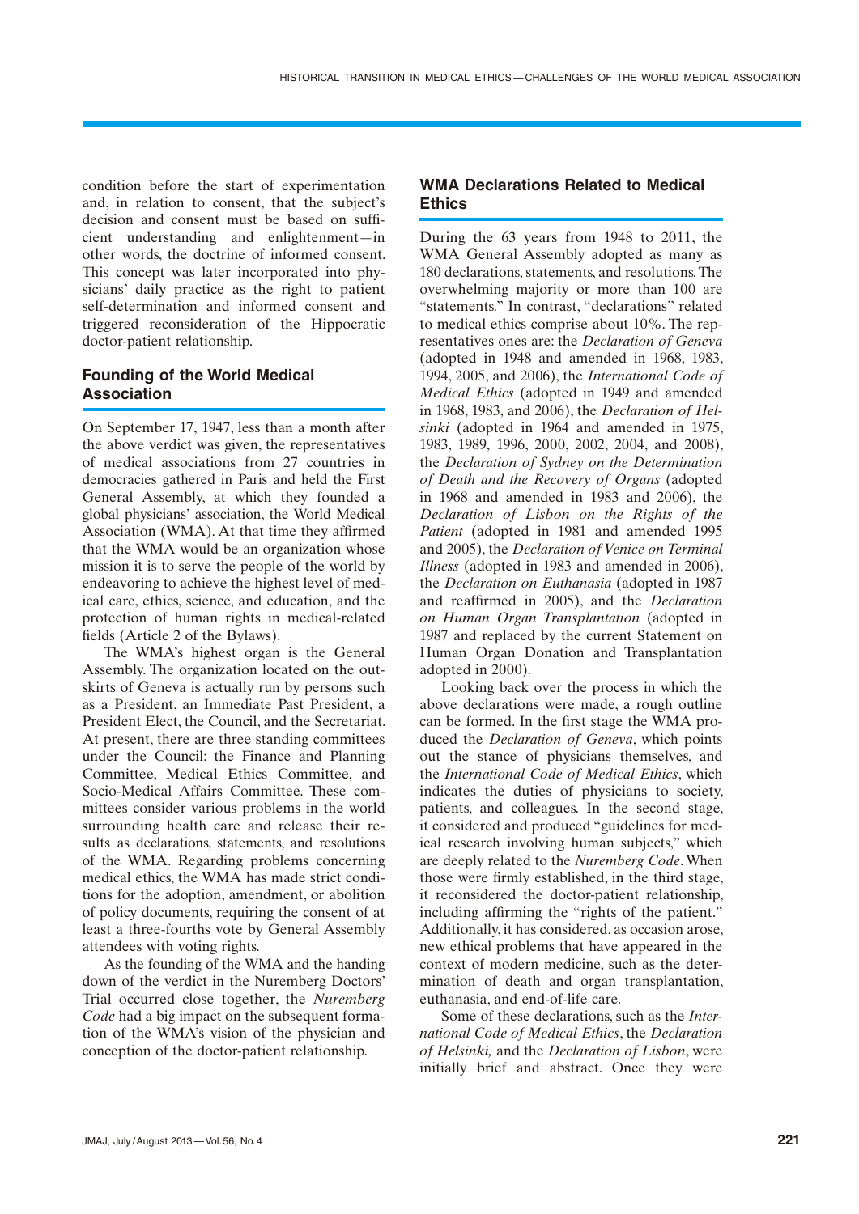condition before the start of experimentation and, in relation to consent, that the subject's decision and consent must be based on sufficient understanding and enlightenment—in other words, the doctrine of informed consent. This concept was later incorporated into physicians' daily practice as the right to patient self-determination and informed consent and triggered reconsideration of the Hippocratic doctor-patient relationship.

## Founding of the World Medical Association

On September 17, 1947, less than a month after the above verdict was given, the representatives of medical associations from 27 countries in democracies gathered in Paris and held the First General Assembly, at which they founded a global physicians' association, the World Medical Association (WMA). At that time they affirmed that the WMA would be an organization whose mission it is to serve the people of the world by endeavoring to achieve the highest level of medical care, ethics, science, and education, and the protection of human rights in medical-related fields (Article 2 of the Bylaws).

The WMA's highest organ is the General Assembly. The organization located on the outskirts of Geneva is actually run by persons such as a President, an Immediate Past President, a President Elect, the Council, and the Secretariat. At present, there are three standing committees under the Council: the Finance and Planning Committee, Medical Ethics Committee, and Socio-Medical Affairs Committee. These committees consider various problems in the world surrounding health care and release their results as declarations, statements, and resolutions of the WMA. Regarding problems concerning medical ethics, the WMA has made strict conditions for the adoption, amendment, or abolition of policy documents, requiring the consent of at least a three-fourths vote by General Assembly attendees with voting rights.

As the founding of the WMA and the handing down of the verdict in the Nuremberg Doctors' Trial occurred close together, the *Nuremberg Code* had a big impact on the subsequent formation of the WMA's vision of the physician and conception of the doctor-patient relationship.

## WMA Declarations Related to Medical Ethics

During the 63 years from 1948 to 2011, the WMA General Assembly adopted as many as 180 declarations, statements, and resolutions. The overwhelming majority or more than 100 are "statements." In contrast, "declarations" related to medical ethics comprise about 10%. The representatives ones are: the *Declaration of Geneva* (adopted in 1948 and amended in 1968, 1983, 1994, 2005, and 2006), the *International Code of Medical Ethics* (adopted in 1949 and amended in 1968, 1983, and 2006), the *Declaration of Helsinki* (adopted in 1964 and amended in 1975, 1983, 1989, 1996, 2000, 2002, 2004, and 2008), the *Declaration of Sydney on the Determination of Death and the Recovery of Organs* (adopted in 1968 and amended in 1983 and 2006), the *Declaration of Lisbon on the Rights of the Patient* (adopted in 1981 and amended 1995 and 2005), the *Declaration of Venice on Terminal Illness* (adopted in 1983 and amended in 2006), the *Declaration on Euthanasia* (adopted in 1987 and reaffirmed in 2005), and the *Declaration on Human Organ Transplantation* (adopted in 1987 and replaced by the current Statement on Human Organ Donation and Transplantation adopted in 2000).

Looking back over the process in which the above declarations were made, a rough outline can be formed. In the first stage the WMA produced the *Declaration of Geneva*, which points out the stance of physicians themselves, and the *International Code of Medical Ethics*, which indicates the duties of physicians to society, patients, and colleagues. In the second stage, it considered and produced "guidelines for medical research involving human subjects," which are deeply related to the *Nuremberg Code*. When those were firmly established, in the third stage, it reconsidered the doctor-patient relationship, including affirming the "rights of the patient." Additionally, it has considered, as occasion arose, new ethical problems that have appeared in the context of modern medicine, such as the determination of death and organ transplantation, euthanasia, and end-of-life care.

Some of these declarations, such as the *International Code of Medical Ethics*, the *Declaration of Helsinki,* and the *Declaration of Lisbon*, were initially brief and abstract. Once they were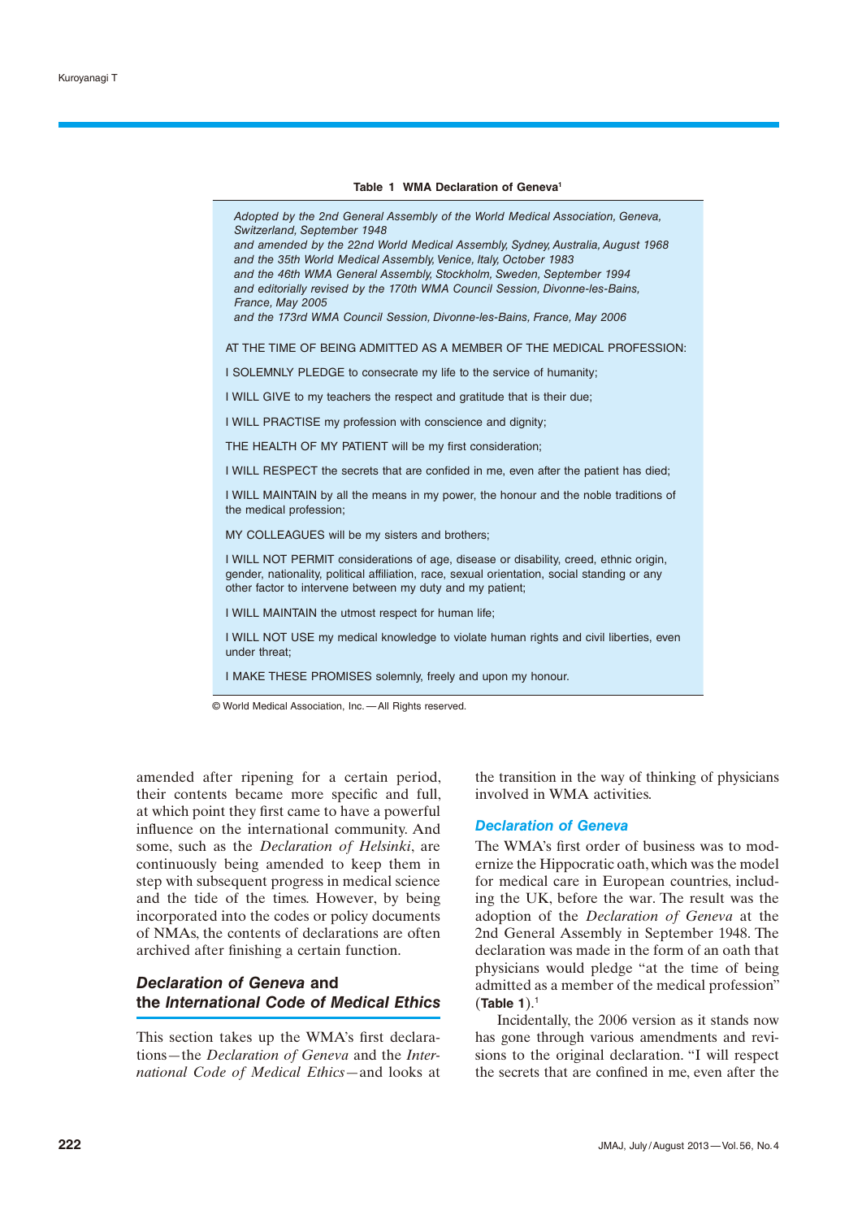**Table 1 WMA Declaration of Geneva[1]**

*Adopted by the 2nd General Assembly of the World Medical Association, Geneva, Switzerland, September 1948*
*and amended by the 22nd World Medical Assembly, Sydney, Australia, August 1968*
*and the 35th World Medical Assembly, Venice, Italy, October 1983*
*and the 46th WMA General Assembly, Stockholm, Sweden, September 1994*
*and editorially revised by the 170th WMA Council Session, Divonne-les-Bains, France, May 2005*
*and the 173rd WMA Council Session, Divonne-les-Bains, France, May 2006*

AT THE TIME OF BEING ADMITTED AS A MEMBER OF THE MEDICAL PROFESSION:

I SOLEMNLY PLEDGE to consecrate my life to the service of humanity;

I WILL GIVE to my teachers the respect and gratitude that is their due;

I WILL PRACTISE my profession with conscience and dignity;

THE HEALTH OF MY PATIENT will be my first consideration;

I WILL RESPECT the secrets that are confided in me, even after the patient has died;

I WILL MAINTAIN by all the means in my power, the honour and the noble traditions of the medical profession;

MY COLLEAGUES will be my sisters and brothers;

I WILL NOT PERMIT considerations of age, disease or disability, creed, ethnic origin, gender, nationality, political affiliation, race, sexual orientation, social standing or any other factor to intervene between my duty and my patient;

I WILL MAINTAIN the utmost respect for human life;

I WILL NOT USE my medical knowledge to violate human rights and civil liberties, even under threat;

I MAKE THESE PROMISES solemnly, freely and upon my honour.

© World Medical Association, Inc.—All Rights reserved.

amended after ripening for a certain period, their contents became more specific and full, at which point they first came to have a powerful influence on the international community. And some, such as the *Declaration of Helsinki*, are continuously being amended to keep them in step with subsequent progress in medical science and the tide of the times. However, by being incorporated into the codes or policy documents of NMAs, the contents of declarations are often archived after finishing a certain function.

## *Declaration of Geneva* and the *International Code of Medical Ethics*

This section takes up the WMA's first declarations—the *Declaration of Geneva* and the *International Code of Medical Ethics*—and looks at the transition in the way of thinking of physicians involved in WMA activities.

### *Declaration of Geneva*

The WMA's first order of business was to modernize the Hippocratic oath, which was the model for medical care in European countries, including the UK, before the war. The result was the adoption of the *Declaration of Geneva* at the 2nd General Assembly in September 1948. The declaration was made in the form of an oath that physicians would pledge "at the time of being admitted as a member of the medical profession" (**Table 1**).[1]

Incidentally, the 2006 version as it stands now has gone through various amendments and revisions to the original declaration. "I will respect the secrets that are confined in me, even after the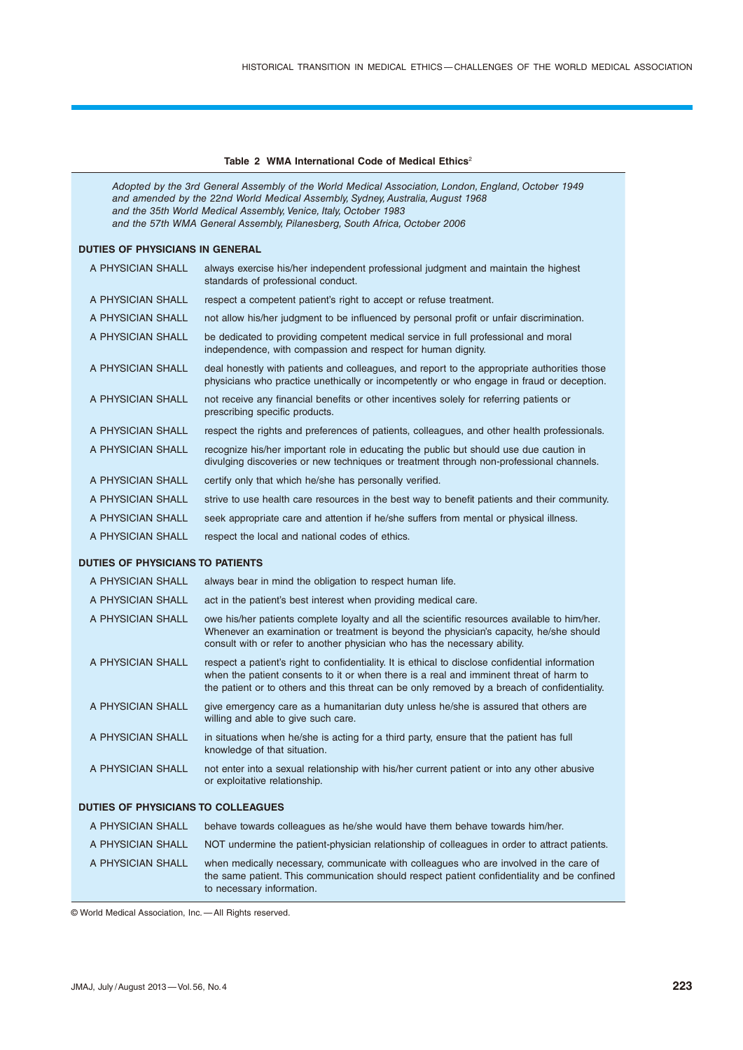**Table 2 WMA International Code of Medical Ethics**[2]

*Adopted by the 3rd General Assembly of the World Medical Association, London, England, October 1949*
*and amended by the 22nd World Medical Assembly, Sydney, Australia, August 1968*
*and the 35th World Medical Assembly, Venice, Italy, October 1983*
*and the 57th WMA General Assembly, Pilanesberg, South Africa, October 2006*

| | |
|---|---|
| **DUTIES OF PHYSICIANS IN GENERAL** | |
| A PHYSICIAN SHALL | always exercise his/her independent professional judgment and maintain the highest standards of professional conduct. |
| A PHYSICIAN SHALL | respect a competent patient's right to accept or refuse treatment. |
| A PHYSICIAN SHALL | not allow his/her judgment to be influenced by personal profit or unfair discrimination. |
| A PHYSICIAN SHALL | be dedicated to providing competent medical service in full professional and moral independence, with compassion and respect for human dignity. |
| A PHYSICIAN SHALL | deal honestly with patients and colleagues, and report to the appropriate authorities those physicians who practice unethically or incompetently or who engage in fraud or deception. |
| A PHYSICIAN SHALL | not receive any financial benefits or other incentives solely for referring patients or prescribing specific products. |
| A PHYSICIAN SHALL | respect the rights and preferences of patients, colleagues, and other health professionals. |
| A PHYSICIAN SHALL | recognize his/her important role in educating the public but should use due caution in divulging discoveries or new techniques or treatment through non-professional channels. |
| A PHYSICIAN SHALL | certify only that which he/she has personally verified. |
| A PHYSICIAN SHALL | strive to use health care resources in the best way to benefit patients and their community. |
| A PHYSICIAN SHALL | seek appropriate care and attention if he/she suffers from mental or physical illness. |
| A PHYSICIAN SHALL | respect the local and national codes of ethics. |
| **DUTIES OF PHYSICIANS TO PATIENTS** | |
| A PHYSICIAN SHALL | always bear in mind the obligation to respect human life. |
| A PHYSICIAN SHALL | act in the patient's best interest when providing medical care. |
| A PHYSICIAN SHALL | owe his/her patients complete loyalty and all the scientific resources available to him/her. Whenever an examination or treatment is beyond the physician's capacity, he/she should consult with or refer to another physician who has the necessary ability. |
| A PHYSICIAN SHALL | respect a patient's right to confidentiality. It is ethical to disclose confidential information when the patient consents to it or when there is a real and imminent threat of harm to the patient or to others and this threat can be only removed by a breach of confidentiality. |
| A PHYSICIAN SHALL | give emergency care as a humanitarian duty unless he/she is assured that others are willing and able to give such care. |
| A PHYSICIAN SHALL | in situations when he/she is acting for a third party, ensure that the patient has full knowledge of that situation. |
| A PHYSICIAN SHALL | not enter into a sexual relationship with his/her current patient or into any other abusive or exploitative relationship. |
| **DUTIES OF PHYSICIANS TO COLLEAGUES** | |
| A PHYSICIAN SHALL | behave towards colleagues as he/she would have them behave towards him/her. |
| A PHYSICIAN SHALL | NOT undermine the patient-physician relationship of colleagues in order to attract patients. |
| A PHYSICIAN SHALL | when medically necessary, communicate with colleagues who are involved in the care of the same patient. This communication should respect patient confidentiality and be confined to necessary information. |

© World Medical Association, Inc.—All Rights reserved.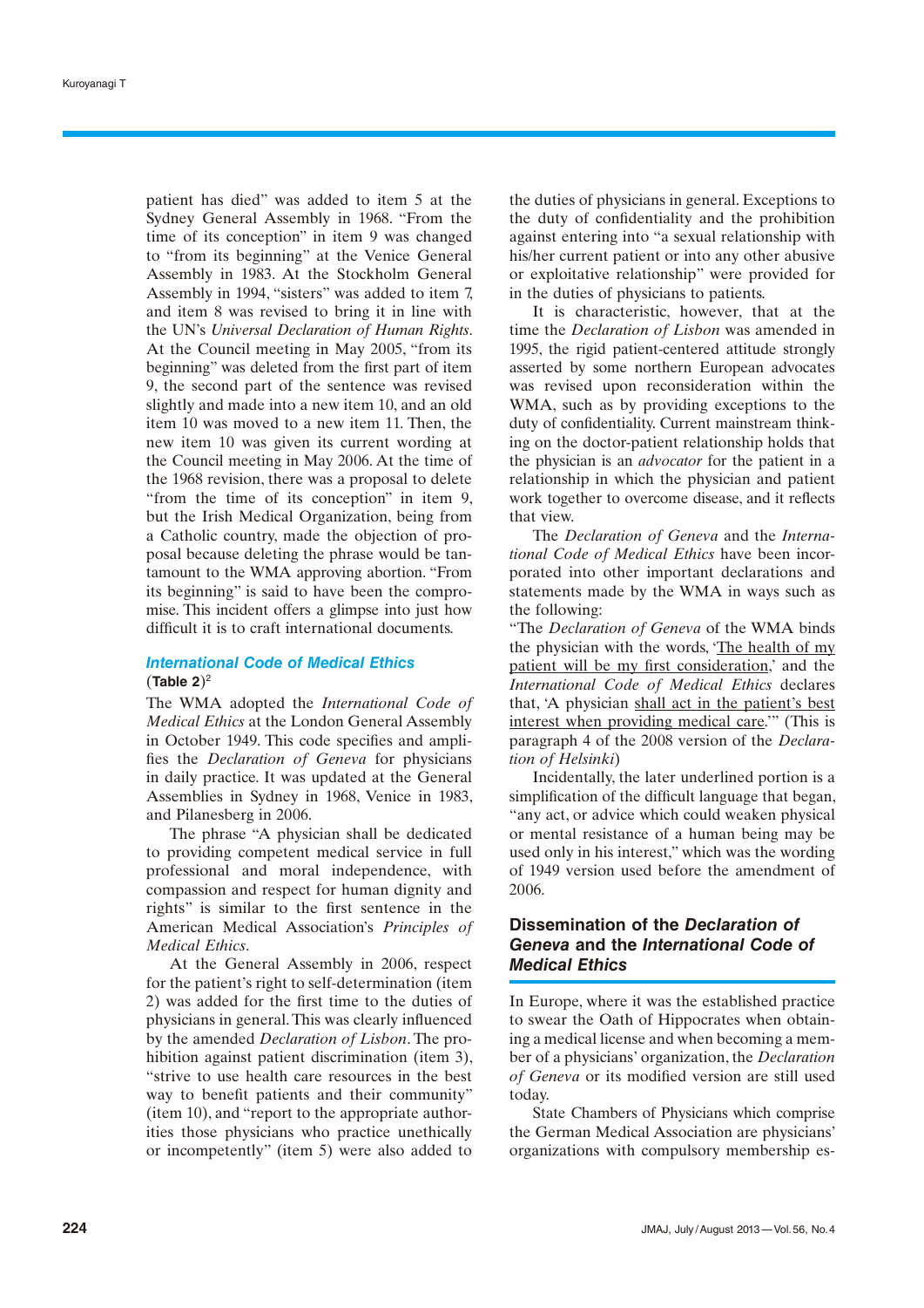patient has died" was added to item 5 at the Sydney General Assembly in 1968. "From the time of its conception" in item 9 was changed to "from its beginning" at the Venice General Assembly in 1983. At the Stockholm General Assembly in 1994, "sisters" was added to item 7, and item 8 was revised to bring it in line with the UN's *Universal Declaration of Human Rights*. At the Council meeting in May 2005, "from its beginning" was deleted from the first part of item 9, the second part of the sentence was revised slightly and made into a new item 10, and an old item 10 was moved to a new item 11. Then, the new item 10 was given its current wording at the Council meeting in May 2006. At the time of the 1968 revision, there was a proposal to delete "from the time of its conception" in item 9, but the Irish Medical Organization, being from a Catholic country, made the objection of proposal because deleting the phrase would be tantamount to the WMA approving abortion. "From its beginning" is said to have been the compromise. This incident offers a glimpse into just how difficult it is to craft international documents.

### *International Code of Medical Ethics* (Table 2)[2]

The WMA adopted the *International Code of Medical Ethics* at the London General Assembly in October 1949. This code specifies and amplifies the *Declaration of Geneva* for physicians in daily practice. It was updated at the General Assemblies in Sydney in 1968, Venice in 1983, and Pilanesberg in 2006.

The phrase "A physician shall be dedicated to providing competent medical service in full professional and moral independence, with compassion and respect for human dignity and rights" is similar to the first sentence in the American Medical Association's *Principles of Medical Ethics*.

At the General Assembly in 2006, respect for the patient's right to self-determination (item 2) was added for the first time to the duties of physicians in general. This was clearly influenced by the amended *Declaration of Lisbon*. The prohibition against patient discrimination (item 3), "strive to use health care resources in the best way to benefit patients and their community" (item 10), and "report to the appropriate authorities those physicians who practice unethically or incompetently" (item 5) were also added to the duties of physicians in general. Exceptions to the duty of confidentiality and the prohibition against entering into "a sexual relationship with his/her current patient or into any other abusive or exploitative relationship" were provided for in the duties of physicians to patients.

It is characteristic, however, that at the time the *Declaration of Lisbon* was amended in 1995, the rigid patient-centered attitude strongly asserted by some northern European advocates was revised upon reconsideration within the WMA, such as by providing exceptions to the duty of confidentiality. Current mainstream thinking on the doctor-patient relationship holds that the physician is an *advocator* for the patient in a relationship in which the physician and patient work together to overcome disease, and it reflects that view.

The *Declaration of Geneva* and the *International Code of Medical Ethics* have been incorporated into other important declarations and statements made by the WMA in ways such as the following:

"The *Declaration of Geneva* of the WMA binds the physician with the words, 'The health of my patient will be my first consideration,' and the *International Code of Medical Ethics* declares that, 'A physician shall act in the patient's best interest when providing medical care.'" (This is paragraph 4 of the 2008 version of the *Declaration of Helsinki*)

Incidentally, the later underlined portion is a simplification of the difficult language that began, "any act, or advice which could weaken physical or mental resistance of a human being may be used only in his interest," which was the wording of 1949 version used before the amendment of 2006.

## Dissemination of the *Declaration of Geneva* and the *International Code of Medical Ethics*

In Europe, where it was the established practice to swear the Oath of Hippocrates when obtaining a medical license and when becoming a member of a physicians' organization, the *Declaration of Geneva* or its modified version are still used today.

State Chambers of Physicians which comprise the German Medical Association are physicians' organizations with compulsory membership es-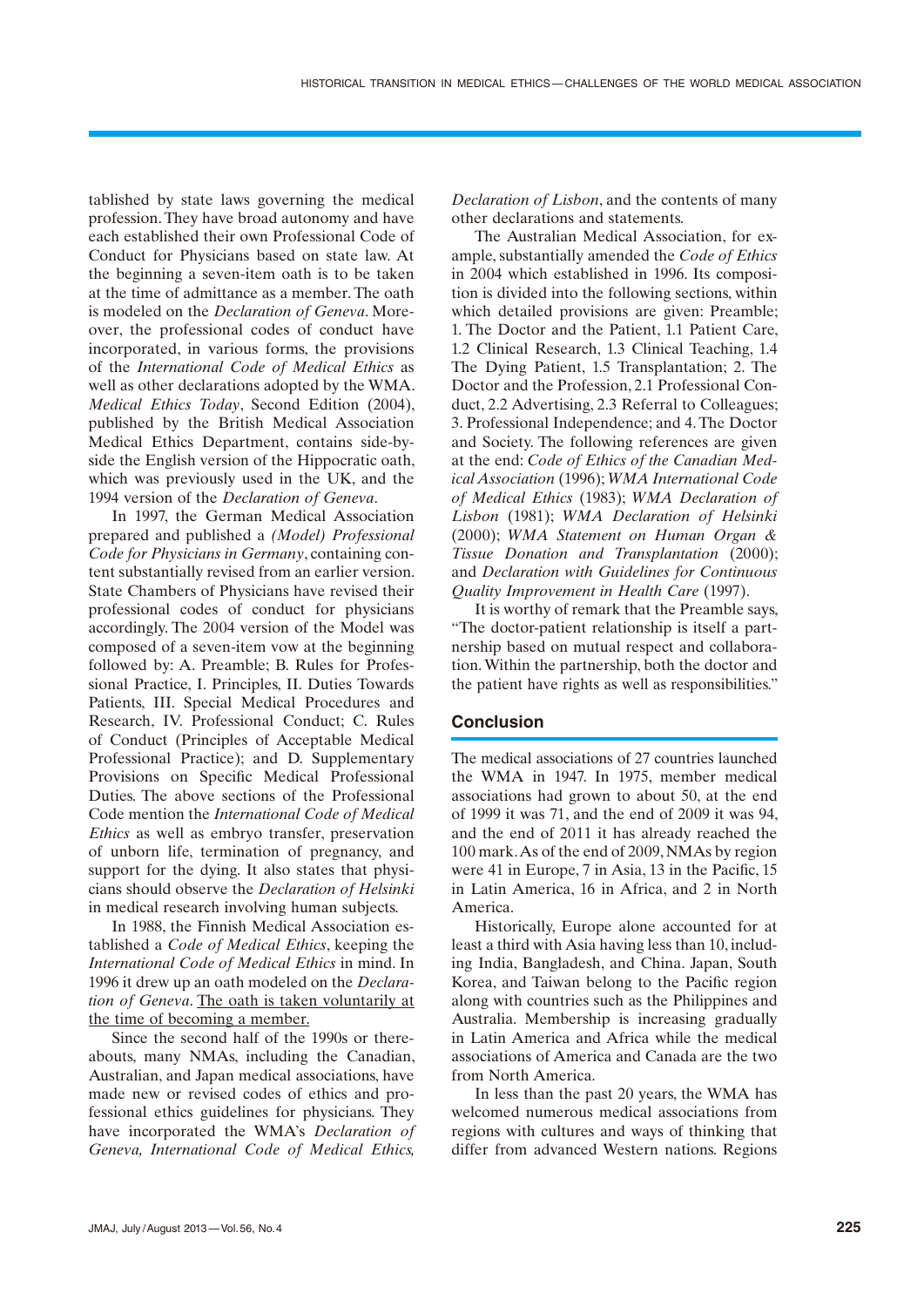tablished by state laws governing the medical profession. They have broad autonomy and have each established their own Professional Code of Conduct for Physicians based on state law. At the beginning a seven-item oath is to be taken at the time of admittance as a member. The oath is modeled on the *Declaration of Geneva*. Moreover, the professional codes of conduct have incorporated, in various forms, the provisions of the *International Code of Medical Ethics* as well as other declarations adopted by the WMA. *Medical Ethics Today*, Second Edition (2004), published by the British Medical Association Medical Ethics Department, contains side-by-side the English version of the Hippocratic oath, which was previously used in the UK, and the 1994 version of the *Declaration of Geneva*.

In 1997, the German Medical Association prepared and published a *(Model) Professional Code for Physicians in Germany*, containing content substantially revised from an earlier version. State Chambers of Physicians have revised their professional codes of conduct for physicians accordingly. The 2004 version of the Model was composed of a seven-item vow at the beginning followed by: A. Preamble; B. Rules for Professional Practice, I. Principles, II. Duties Towards Patients, III. Special Medical Procedures and Research, IV. Professional Conduct; C. Rules of Conduct (Principles of Acceptable Medical Professional Practice); and D. Supplementary Provisions on Specific Medical Professional Duties. The above sections of the Professional Code mention the *International Code of Medical Ethics* as well as embryo transfer, preservation of unborn life, termination of pregnancy, and support for the dying. It also states that physicians should observe the *Declaration of Helsinki* in medical research involving human subjects.

In 1988, the Finnish Medical Association established a *Code of Medical Ethics*, keeping the *International Code of Medical Ethics* in mind. In 1996 it drew up an oath modeled on the *Declaration of Geneva*. The oath is taken voluntarily at the time of becoming a member.

Since the second half of the 1990s or thereabouts, many NMAs, including the Canadian, Australian, and Japan medical associations, have made new or revised codes of ethics and professional ethics guidelines for physicians. They have incorporated the WMA's *Declaration of Geneva, International Code of Medical Ethics, Declaration of Lisbon*, and the contents of many other declarations and statements.

The Australian Medical Association, for example, substantially amended the *Code of Ethics* in 2004 which established in 1996. Its composition is divided into the following sections, within which detailed provisions are given: Preamble; 1. The Doctor and the Patient, 1.1 Patient Care, 1.2 Clinical Research, 1.3 Clinical Teaching, 1.4 The Dying Patient, 1.5 Transplantation; 2. The Doctor and the Profession, 2.1 Professional Conduct, 2.2 Advertising, 2.3 Referral to Colleagues; 3. Professional Independence; and 4. The Doctor and Society. The following references are given at the end: *Code of Ethics of the Canadian Medical Association* (1996); *WMA International Code of Medical Ethics* (1983); *WMA Declaration of Lisbon* (1981); *WMA Declaration of Helsinki* (2000); *WMA Statement on Human Organ & Tissue Donation and Transplantation* (2000); and *Declaration with Guidelines for Continuous Quality Improvement in Health Care* (1997).

It is worthy of remark that the Preamble says, "The doctor-patient relationship is itself a partnership based on mutual respect and collaboration. Within the partnership, both the doctor and the patient have rights as well as responsibilities."

## Conclusion

The medical associations of 27 countries launched the WMA in 1947. In 1975, member medical associations had grown to about 50, at the end of 1999 it was 71, and the end of 2009 it was 94, and the end of 2011 it has already reached the 100 mark. As of the end of 2009, NMAs by region were 41 in Europe, 7 in Asia, 13 in the Pacific, 15 in Latin America, 16 in Africa, and 2 in North America.

Historically, Europe alone accounted for at least a third with Asia having less than 10, including India, Bangladesh, and China. Japan, South Korea, and Taiwan belong to the Pacific region along with countries such as the Philippines and Australia. Membership is increasing gradually in Latin America and Africa while the medical associations of America and Canada are the two from North America.

In less than the past 20 years, the WMA has welcomed numerous medical associations from regions with cultures and ways of thinking that differ from advanced Western nations. Regions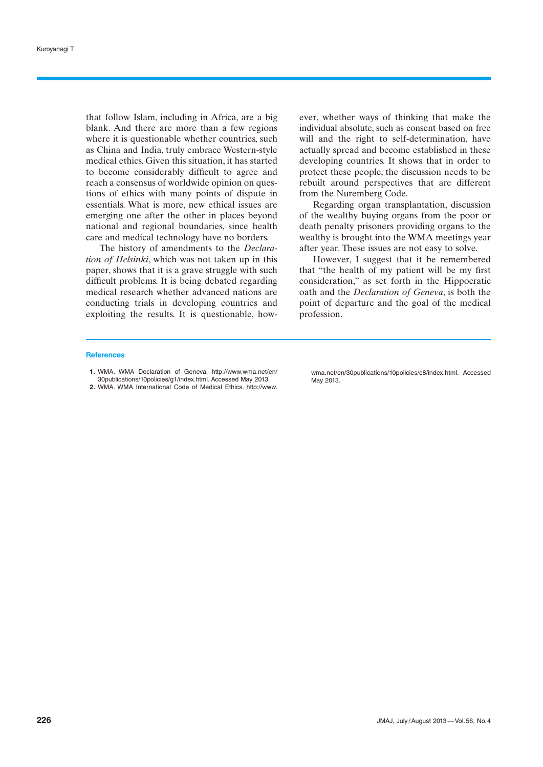that follow Islam, including in Africa, are a big blank. And there are more than a few regions where it is questionable whether countries, such as China and India, truly embrace Western-style medical ethics. Given this situation, it has started to become considerably difficult to agree and reach a consensus of worldwide opinion on questions of ethics with many points of dispute in essentials. What is more, new ethical issues are emerging one after the other in places beyond national and regional boundaries, since health care and medical technology have no borders.

The history of amendments to the *Declaration of Helsinki*, which was not taken up in this paper, shows that it is a grave struggle with such difficult problems. It is being debated regarding medical research whether advanced nations are conducting trials in developing countries and exploiting the results. It is questionable, however, whether ways of thinking that make the individual absolute, such as consent based on free will and the right to self-determination, have actually spread and become established in these developing countries. It shows that in order to protect these people, the discussion needs to be rebuilt around perspectives that are different from the Nuremberg Code.

Regarding organ transplantation, discussion of the wealthy buying organs from the poor or death penalty prisoners providing organs to the wealthy is brought into the WMA meetings year after year. These issues are not easy to solve.

However, I suggest that it be remembered that "the health of my patient will be my first consideration," as set forth in the Hippocratic oath and the *Declaration of Geneva*, is both the point of departure and the goal of the medical profession.

## References

1. WMA. WMA Declaration of Geneva. http://www.wma.net/en/30publications/10policies/g1/index.html. Accessed May 2013.
2. WMA. WMA International Code of Medical Ethics. http://www.wma.net/en/30publications/10policies/c8/index.html. Accessed May 2013.